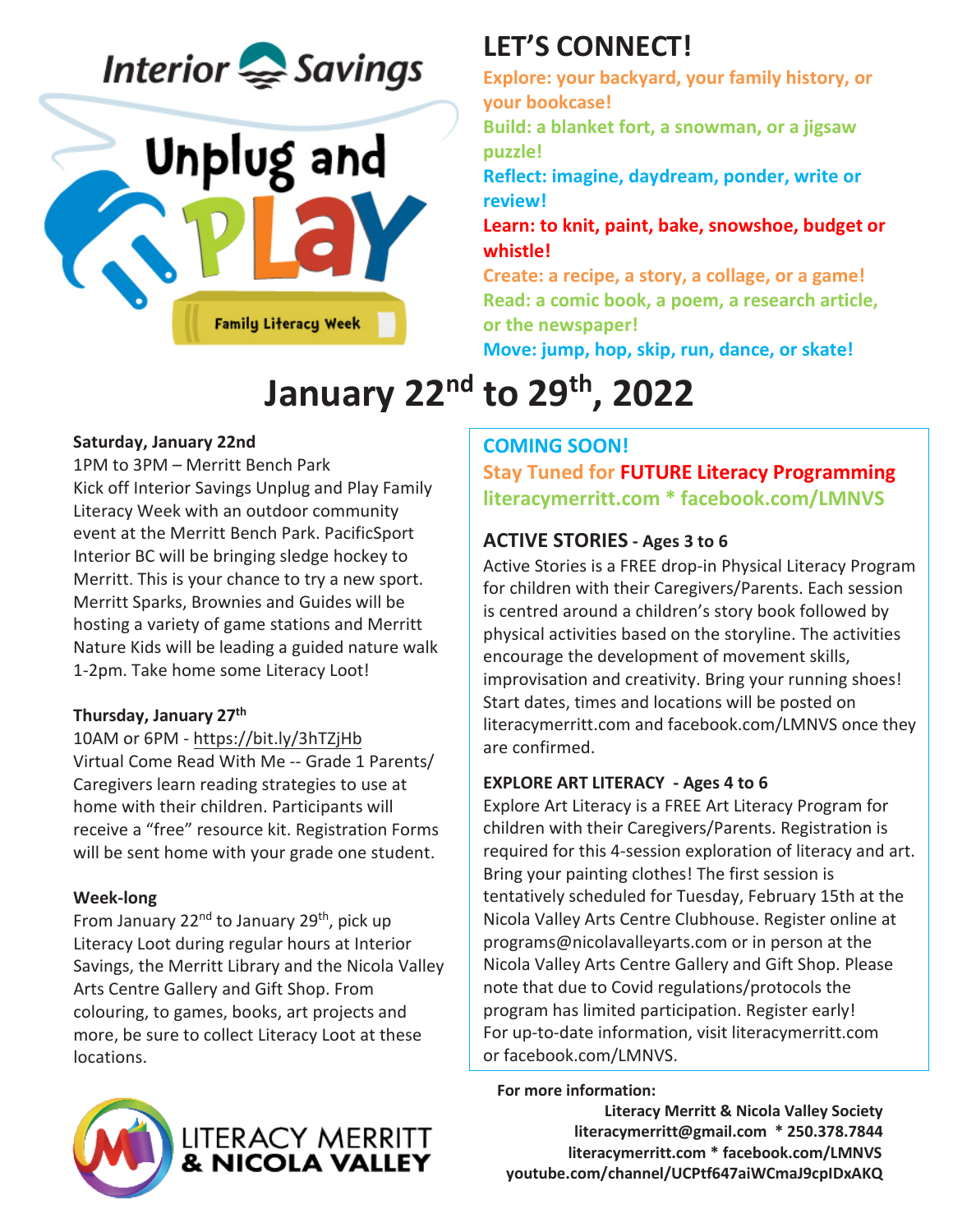Interior Savings

# Unplug and PLAY

Family Literacy Week

## LET'S CONNECT!

**Explore: your backyard, your family history, or your bookcase!**
**Build: a blanket fort, a snowman, or a jigsaw puzzle!**
**Reflect: imagine, daydream, ponder, write or review!**
**Learn: to knit, paint, bake, snowshoe, budget or whistle!**
**Create: a recipe, a story, a collage, or a game!**
**Read: a comic book, a poem, a research article, or the newspaper!**
**Move: jump, hop, skip, run, dance, or skate!**

# January 22nd to 29th, 2022

**Saturday, January 22nd**

1PM to 3PM – Merritt Bench Park

Kick off Interior Savings Unplug and Play Family Literacy Week with an outdoor community event at the Merritt Bench Park. PacificSport Interior BC will be bringing sledge hockey to Merritt. This is your chance to try a new sport. Merritt Sparks, Brownies and Guides will be hosting a variety of game stations and Merritt Nature Kids will be leading a guided nature walk 1-2pm. Take home some Literacy Loot!

**Thursday, January 27th**

10AM or 6PM - https://bit.ly/3hTZjHb

Virtual Come Read With Me -- Grade 1 Parents/ Caregivers learn reading strategies to use at home with their children. Participants will receive a "free" resource kit. Registration Forms will be sent home with your grade one student.

**Week-long**

From January 22nd to January 29th, pick up Literacy Loot during regular hours at Interior Savings, the Merritt Library and the Nicola Valley Arts Centre Gallery and Gift Shop. From colouring, to games, books, art projects and more, be sure to collect Literacy Loot at these locations.

### COMING SOON!

**Stay Tuned for FUTURE Literacy Programming**

**literacymerritt.com * facebook.com/LMNVS**

### ACTIVE STORIES - Ages 3 to 6

Active Stories is a FREE drop-in Physical Literacy Program for children with their Caregivers/Parents. Each session is centred around a children's story book followed by physical activities based on the storyline. The activities encourage the development of movement skills, improvisation and creativity. Bring your running shoes! Start dates, times and locations will be posted on literacymerritt.com and facebook.com/LMNVS once they are confirmed.

### EXPLORE ART LITERACY - Ages 4 to 6

Explore Art Literacy is a FREE Art Literacy Program for children with their Caregivers/Parents. Registration is required for this 4-session exploration of literacy and art. Bring your painting clothes! The first session is tentatively scheduled for Tuesday, February 15th at the Nicola Valley Arts Centre Clubhouse. Register online at programs@nicolavalleyarts.com or in person at the Nicola Valley Arts Centre Gallery and Gift Shop. Please note that due to Covid regulations/protocols the program has limited participation. Register early! For up-to-date information, visit literacymerritt.com or facebook.com/LMNVS.

LITERACY MERRITT & NICOLA VALLEY

**For more information:**

**Literacy Merritt & Nicola Valley Society**
**literacymerritt@gmail.com * 250.378.7844**
**literacymerritt.com * facebook.com/LMNVS**
**youtube.com/channel/UCPtf647aiWCmaJ9cpIDxAKQ**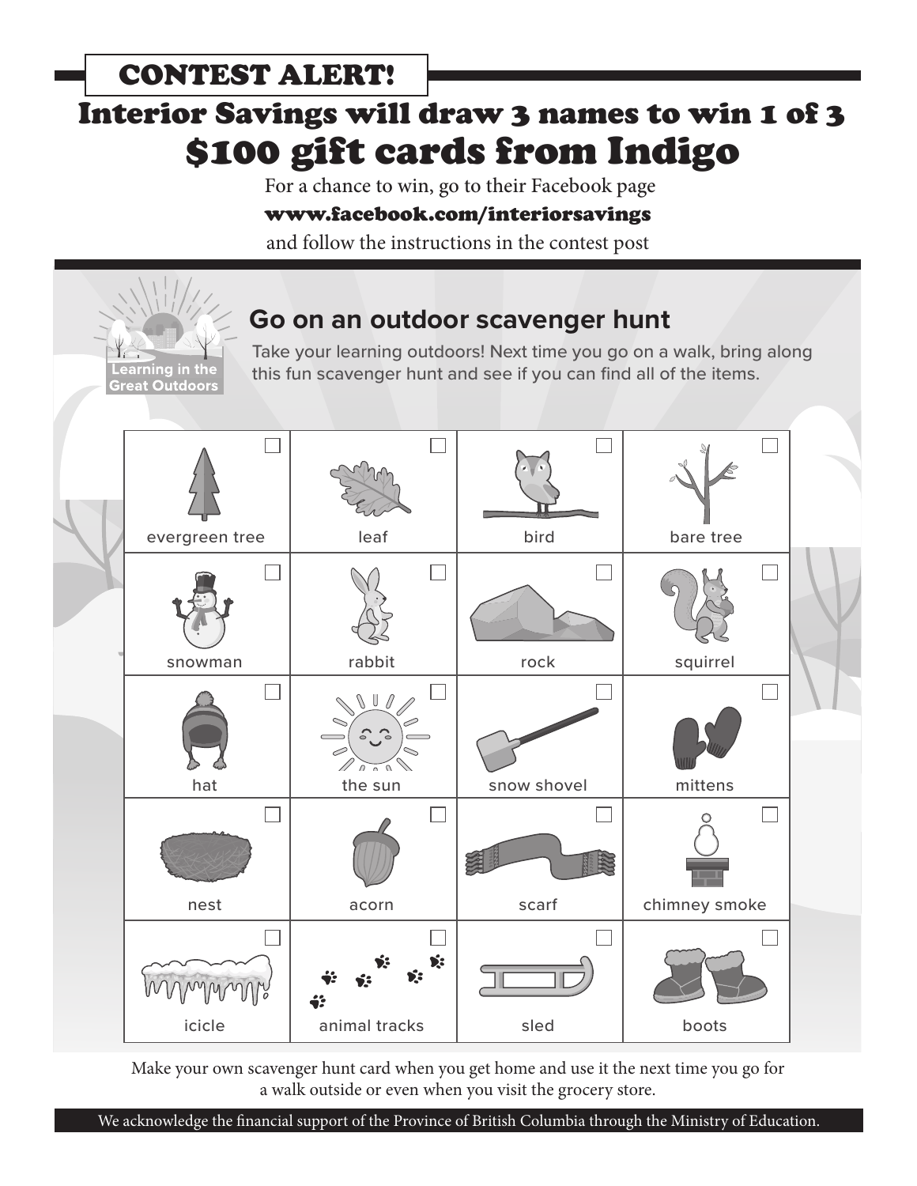## CONTEST ALERT!

# Interior Savings will draw 3 names to win 1 of 3 $100 gift cards from Indigo

For a chance to win, go to their Facebook page

**www.facebook.com/interiorsavings**

and follow the instructions in the contest post

Learning in the Great Outdoors

## Go on an outdoor scavenger hunt

Take your learning outdoors! Next time you go on a walk, bring along this fun scavenger hunt and see if you can find all of the items.

| | | | |
|---|---|---|---|
| ☐ evergreen tree | ☐ leaf | ☐ bird | ☐ bare tree |
| ☐ snowman | ☐ rabbit | ☐ rock | ☐ squirrel |
| ☐ hat | ☐ the sun | ☐ snow shovel | ☐ mittens |
| ☐ nest | ☐ acorn | ☐ scarf | ☐ chimney smoke |
| ☐ icicle | ☐ animal tracks | ☐ sled | ☐ boots |

Make your own scavenger hunt card when you get home and use it the next time you go for a walk outside or even when you visit the grocery store.

We acknowledge the financial support of the Province of British Columbia through the Ministry of Education.